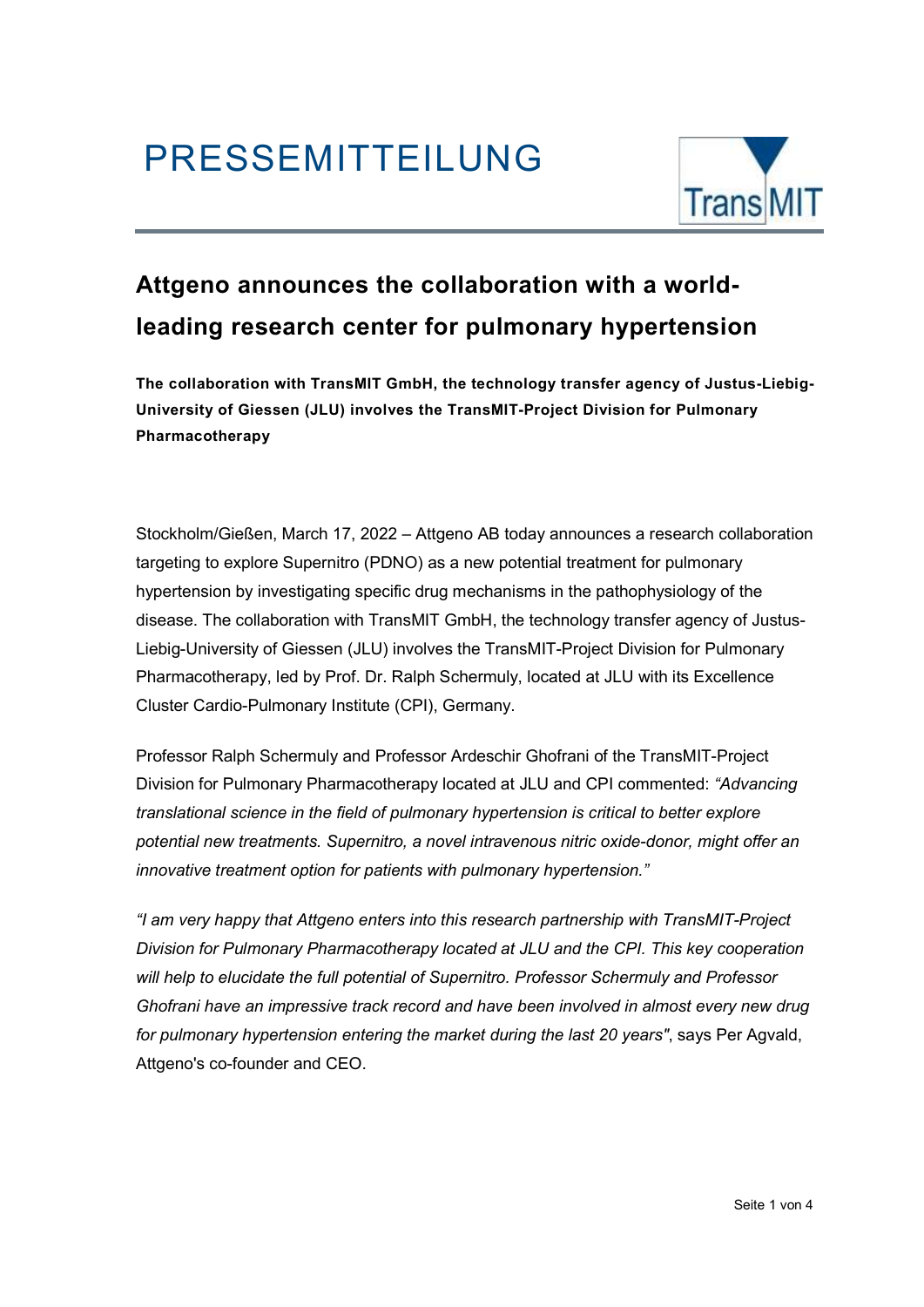# PRESSEMITTEILUNG

## Attgeno announces the collaboration with a world-leading research center for pulmonary hypertension

**The collaboration with TransMIT GmbH, the technology transfer agency of Justus-Liebig-University of Giessen (JLU) involves the TransMIT-Project Division for Pulmonary Pharmacotherapy**

Stockholm/Gießen, March 17, 2022 – Attgeno AB today announces a research collaboration targeting to explore Supernitro (PDNO) as a new potential treatment for pulmonary hypertension by investigating specific drug mechanisms in the pathophysiology of the disease. The collaboration with TransMIT GmbH, the technology transfer agency of Justus-Liebig-University of Giessen (JLU) involves the TransMIT-Project Division for Pulmonary Pharmacotherapy, led by Prof. Dr. Ralph Schermuly, located at JLU with its Excellence Cluster Cardio-Pulmonary Institute (CPI), Germany.

Professor Ralph Schermuly and Professor Ardeschir Ghofrani of the TransMIT-Project Division for Pulmonary Pharmacotherapy located at JLU and CPI commented: *“Advancing translational science in the field of pulmonary hypertension is critical to better explore potential new treatments. Supernitro, a novel intravenous nitric oxide-donor, might offer an innovative treatment option for patients with pulmonary hypertension.”*

*“I am very happy that Attgeno enters into this research partnership with TransMIT-Project Division for Pulmonary Pharmacotherapy located at JLU and the CPI. This key cooperation will help to elucidate the full potential of Supernitro. Professor Schermuly and Professor Ghofrani have an impressive track record and have been involved in almost every new drug for pulmonary hypertension entering the market during the last 20 years"*, says Per Agvald, Attgeno's co-founder and CEO.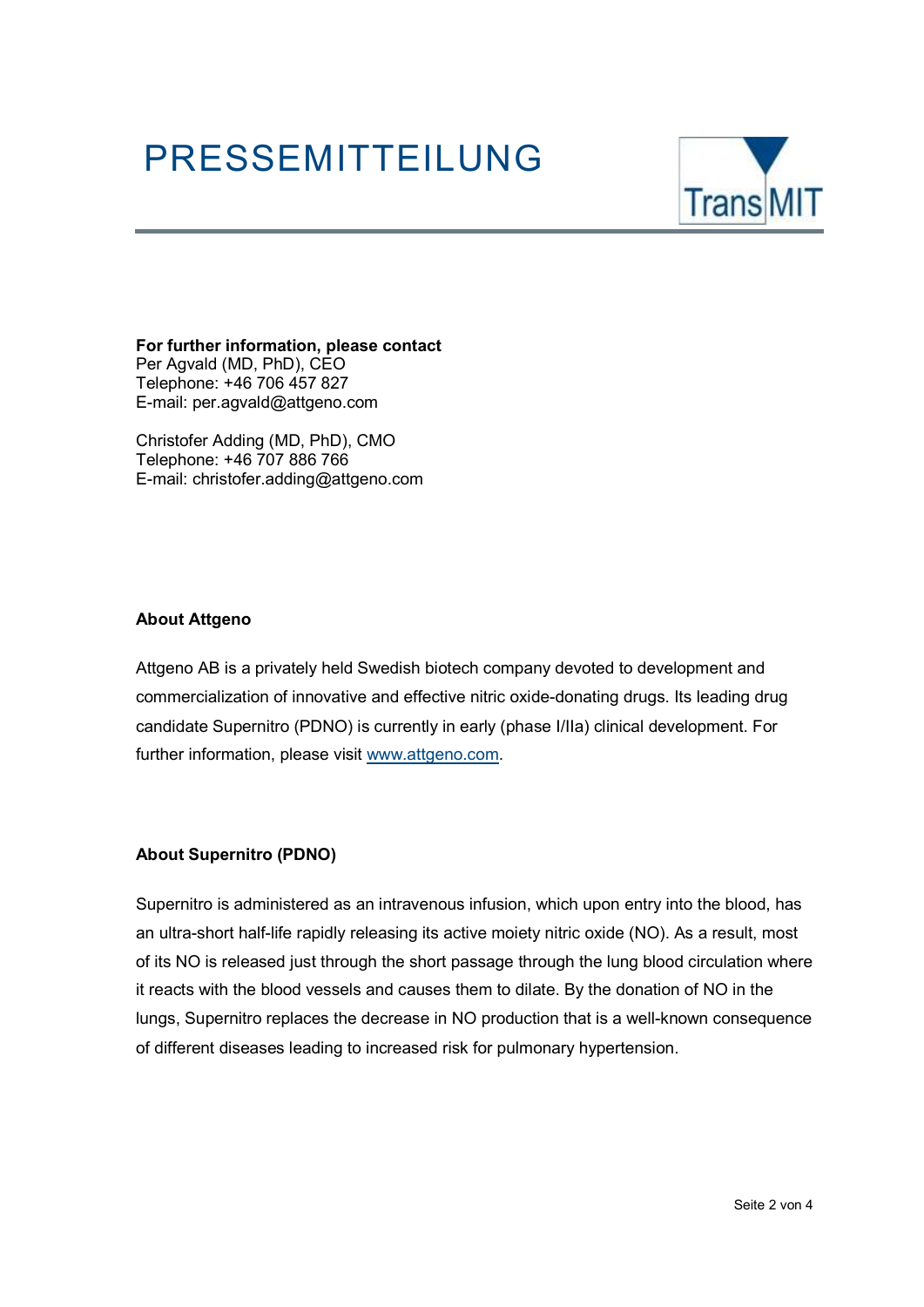# PRESSEMITTEILUNG

**For further information, please contact**
Per Agvald (MD, PhD), CEO
Telephone: +46 706 457 827
E-mail: per.agvald@attgeno.com

Christofer Adding (MD, PhD), CMO
Telephone: +46 707 886 766
E-mail: christofer.adding@attgeno.com

**About Attgeno**

Attgeno AB is a privately held Swedish biotech company devoted to development and commercialization of innovative and effective nitric oxide-donating drugs. Its leading drug candidate Supernitro (PDNO) is currently in early (phase I/IIa) clinical development. For further information, please visit www.attgeno.com.

**About Supernitro (PDNO)**

Supernitro is administered as an intravenous infusion, which upon entry into the blood, has an ultra-short half-life rapidly releasing its active moiety nitric oxide (NO). As a result, most of its NO is released just through the short passage through the lung blood circulation where it reacts with the blood vessels and causes them to dilate. By the donation of NO in the lungs, Supernitro replaces the decrease in NO production that is a well-known consequence of different diseases leading to increased risk for pulmonary hypertension.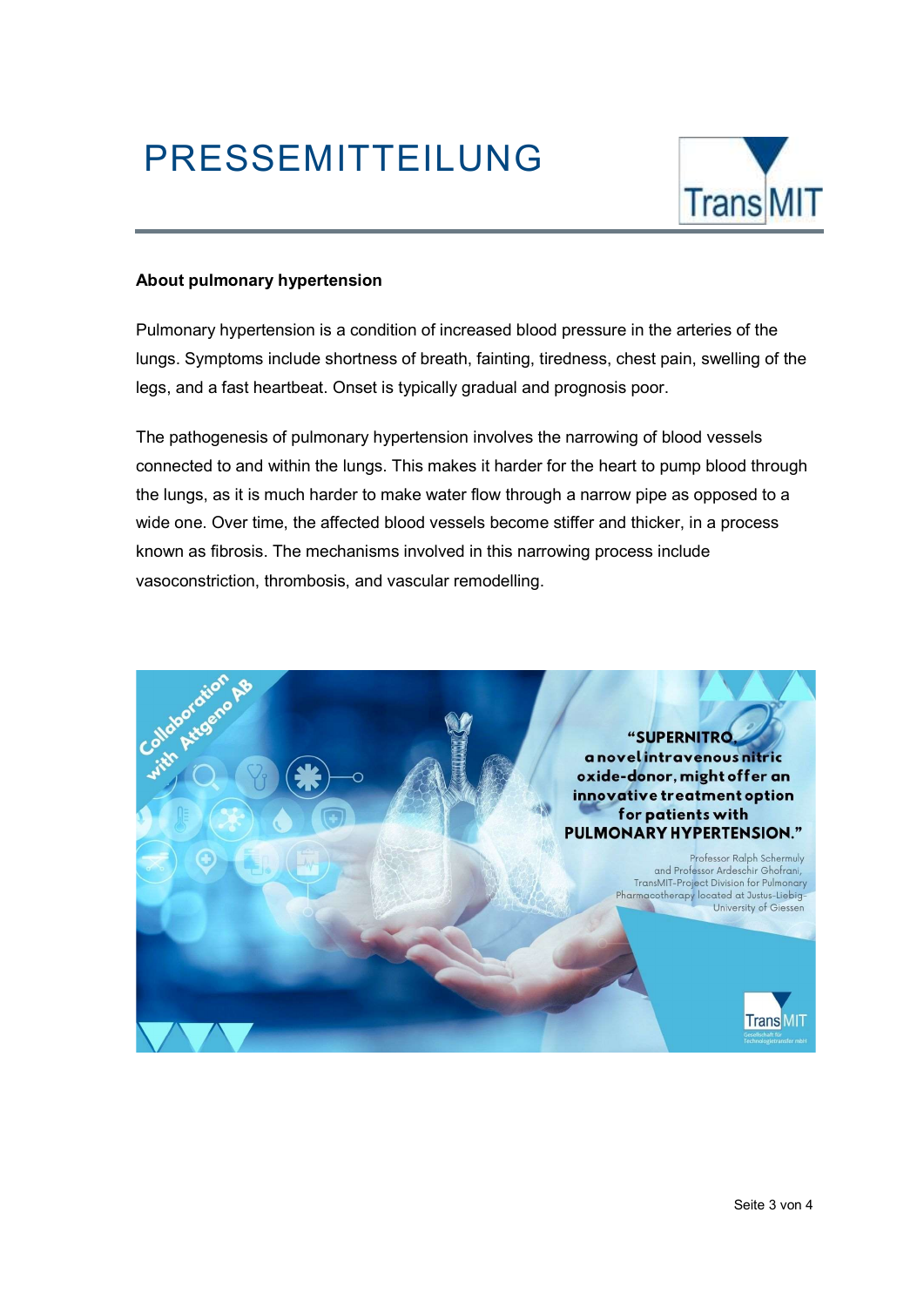**About pulmonary hypertension**

Pulmonary hypertension is a condition of increased blood pressure in the arteries of the lungs. Symptoms include shortness of breath, fainting, tiredness, chest pain, swelling of the legs, and a fast heartbeat. Onset is typically gradual and prognosis poor.

The pathogenesis of pulmonary hypertension involves the narrowing of blood vessels connected to and within the lungs. This makes it harder for the heart to pump blood through the lungs, as it is much harder to make water flow through a narrow pipe as opposed to a wide one. Over time, the affected blood vessels become stiffer and thicker, in a process known as fibrosis. The mechanisms involved in this narrowing process include vasoconstriction, thrombosis, and vascular remodelling.

Collaboration with Attgeno AB

"SUPERNITRO, a novel intravenous nitric oxide-donor, might offer an innovative treatment option for patients with PULMONARY HYPERTENSION."

Professor Ralph Schermuly and Professor Ardeschir Ghofrani, TransMIT-Project Division for Pulmonary Pharmacotherapy located at Justus-Liebig-University of Giessen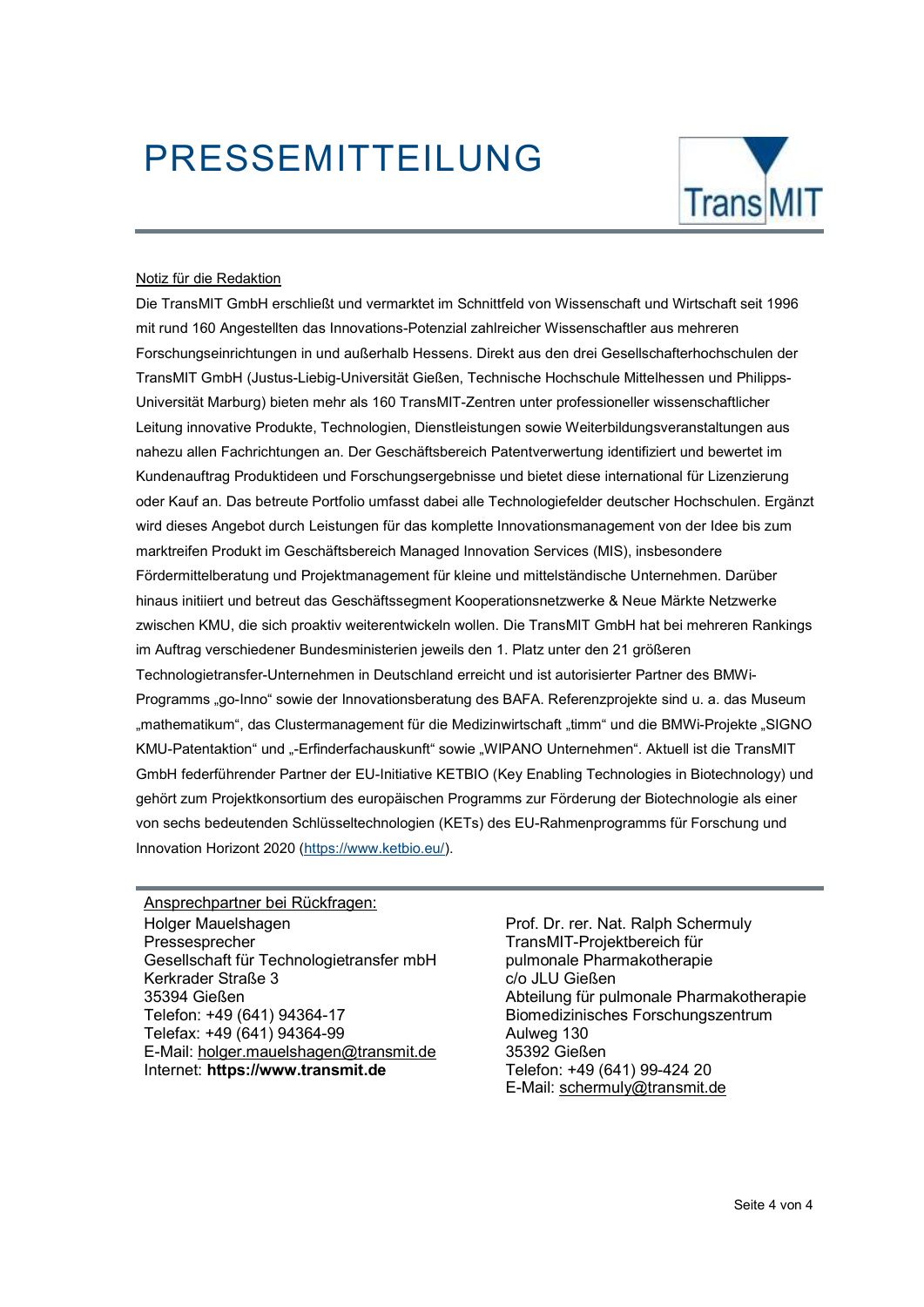# PRESSEMITTEILUNG

Notiz für die Redaktion

Die TransMIT GmbH erschließt und vermarktet im Schnittfeld von Wissenschaft und Wirtschaft seit 1996 mit rund 160 Angestellten das Innovations-Potenzial zahlreicher Wissenschaftler aus mehreren Forschungseinrichtungen in und außerhalb Hessens. Direkt aus den drei Gesellschafterhochschulen der TransMIT GmbH (Justus-Liebig-Universität Gießen, Technische Hochschule Mittelhessen und Philipps-Universität Marburg) bieten mehr als 160 TransMIT-Zentren unter professioneller wissenschaftlicher Leitung innovative Produkte, Technologien, Dienstleistungen sowie Weiterbildungsveranstaltungen aus nahezu allen Fachrichtungen an. Der Geschäftsbereich Patentverwertung identifiziert und bewertet im Kundenauftrag Produktideen und Forschungsergebnisse und bietet diese international für Lizenzierung oder Kauf an. Das betreute Portfolio umfasst dabei alle Technologiefelder deutscher Hochschulen. Ergänzt wird dieses Angebot durch Leistungen für das komplette Innovationsmanagement von der Idee bis zum marktreifen Produkt im Geschäftsbereich Managed Innovation Services (MIS), insbesondere Fördermittelberatung und Projektmanagement für kleine und mittelständische Unternehmen. Darüber hinaus initiiert und betreut das Geschäftssegment Kooperationsnetzwerke & Neue Märkte Netzwerke zwischen KMU, die sich proaktiv weiterentwickeln wollen. Die TransMIT GmbH hat bei mehreren Rankings im Auftrag verschiedener Bundesministerien jeweils den 1. Platz unter den 21 größeren Technologietransfer-Unternehmen in Deutschland erreicht und ist autorisierter Partner des BMWi-Programms „go-Inno" sowie der Innovationsberatung des BAFA. Referenzprojekte sind u. a. das Museum „mathematikum", das Clustermanagement für die Medizinwirtschaft „timm" und die BMWi-Projekte „SIGNO KMU-Patentaktion" und „-Erfinderfachauskunft" sowie „WIPANO Unternehmen". Aktuell ist die TransMIT GmbH federführender Partner der EU-Initiative KETBIO (Key Enabling Technologies in Biotechnology) und gehört zum Projektkonsortium des europäischen Programms zur Förderung der Biotechnologie als einer von sechs bedeutenden Schlüsseltechnologien (KETs) des EU-Rahmenprogramms für Forschung und Innovation Horizont 2020 (https://www.ketbio.eu/).

Ansprechpartner bei Rückfragen:

Holger Mauelshagen
Pressesprecher
Gesellschaft für Technologietransfer mbH
Kerkrader Straße 3
35394 Gießen
Telefon: +49 (641) 94364-17
Telefax: +49 (641) 94364-99
E-Mail: holger.mauelshagen@transmit.de
Internet: **https://www.transmit.de**

Prof. Dr. rer. Nat. Ralph Schermuly
TransMIT-Projektbereich für
pulmonale Pharmakotherapie
c/o JLU Gießen
Abteilung für pulmonale Pharmakotherapie
Biomedizinisches Forschungszentrum
Aulweg 130
35392 Gießen
Telefon: +49 (641) 99-424 20
E-Mail: schermuly@transmit.de